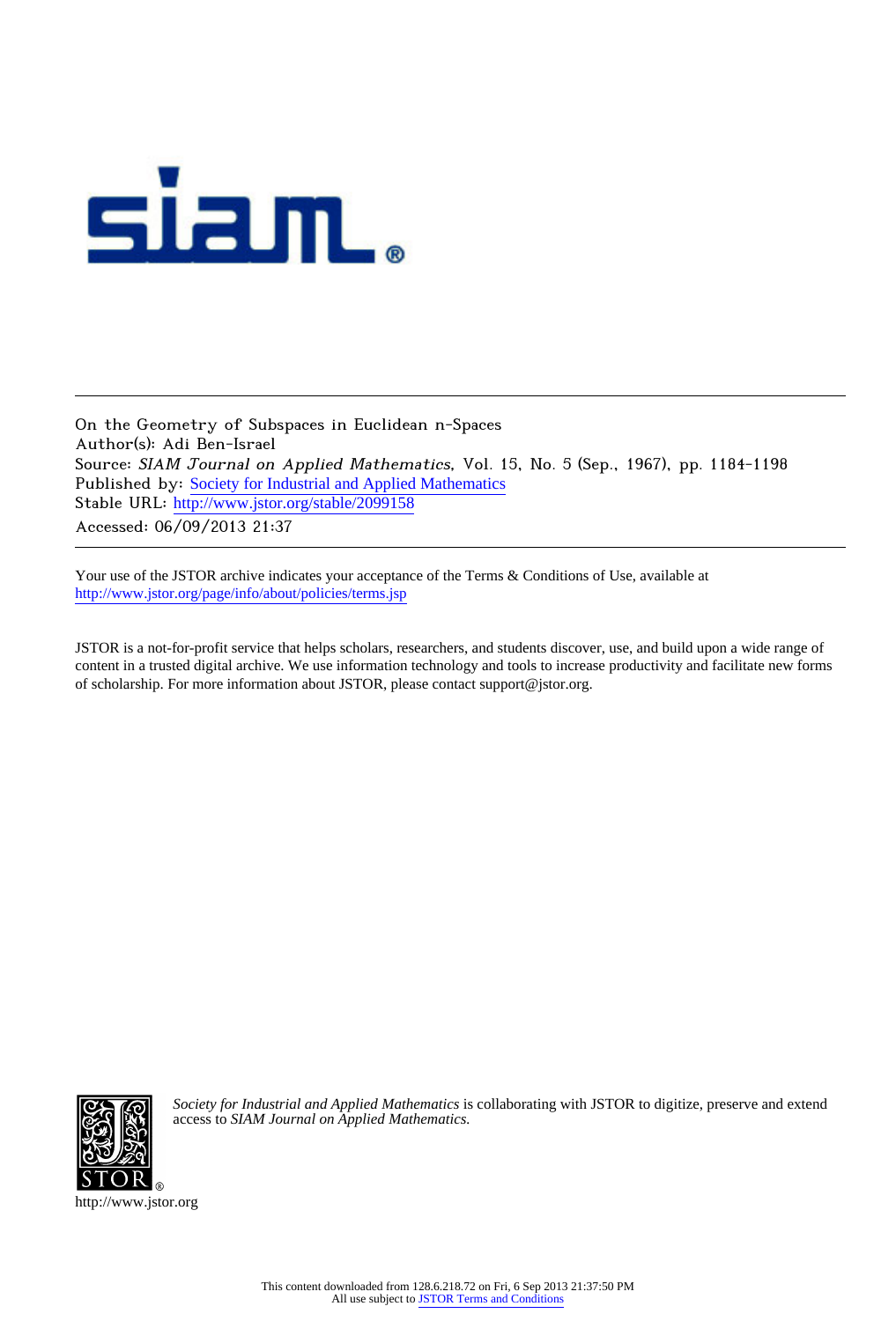On the Geometry of Subspaces in Euclidean n-Spaces
Author(s): Adi Ben-Israel
Source: *SIAM Journal on Applied Mathematics*, Vol. 15, No. 5 (Sep., 1967), pp. 1184-1198
Published by: Society for Industrial and Applied Mathematics
Stable URL: http://www.jstor.org/stable/2099158
Accessed: 06/09/2013 21:37

---

Your use of the JSTOR archive indicates your acceptance of the Terms & Conditions of Use, available at
http://www.jstor.org/page/info/about/policies/terms.jsp

JSTOR is a not-for-profit service that helps scholars, researchers, and students discover, use, and build upon a wide range of content in a trusted digital archive. We use information technology and tools to increase productivity and facilitate new forms of scholarship. For more information about JSTOR, please contact support@jstor.org.

*Society for Industrial and Applied Mathematics* is collaborating with JSTOR to digitize, preserve and extend access to *SIAM Journal on Applied Mathematics.*

http://www.jstor.org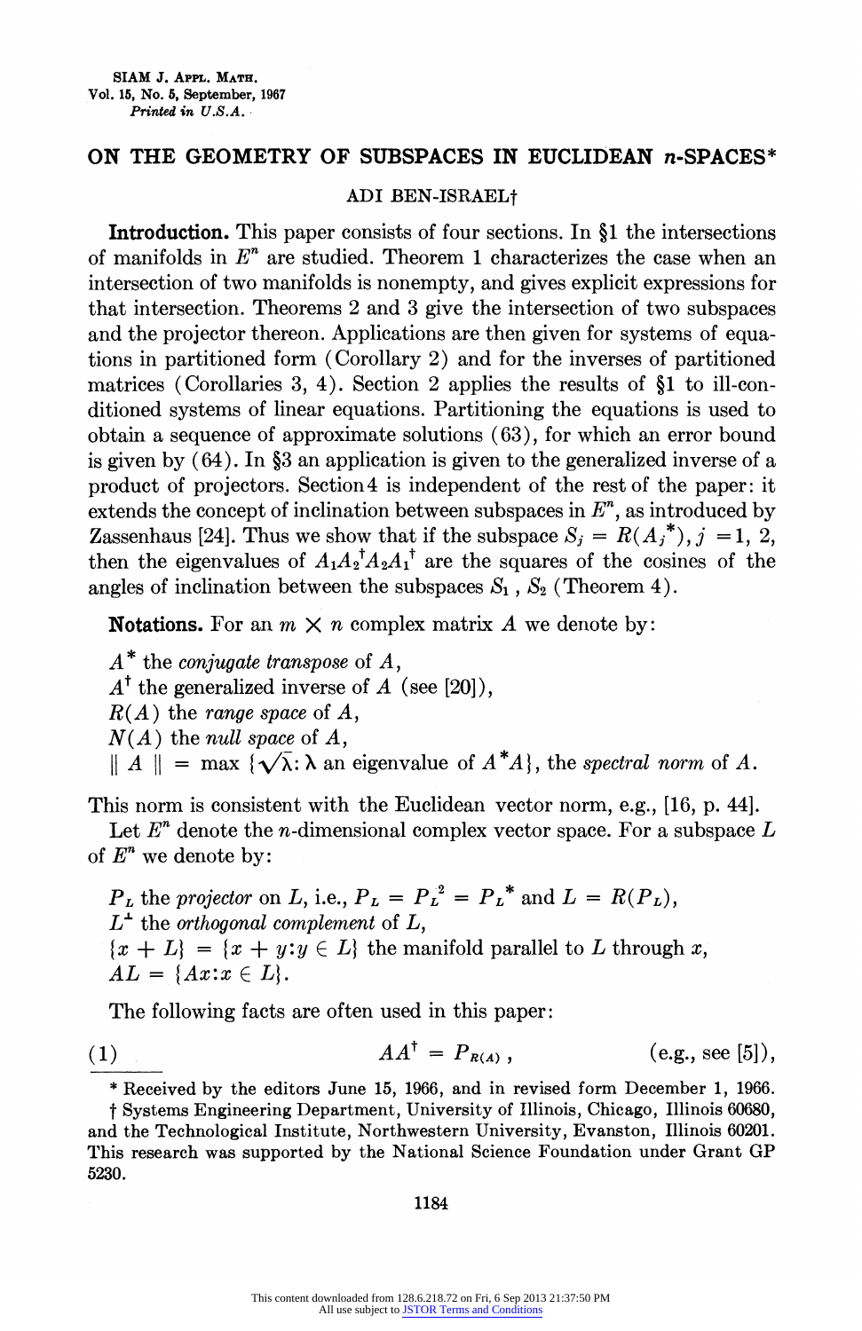# ON THE GEOMETRY OF SUBSPACES IN EUCLIDEAN $n$-SPACES*

ADI BEN-ISRAEL†

**Introduction.** This paper consists of four sections. In §1 the intersections of manifolds in $E^n$ are studied. Theorem 1 characterizes the case when an intersection of two manifolds is nonempty, and gives explicit expressions for that intersection. Theorems 2 and 3 give the intersection of two subspaces and the projector thereon. Applications are then given for systems of equations in partitioned form (Corollary 2) and for the inverses of partitioned matrices (Corollaries 3, 4). Section 2 applies the results of §1 to ill-conditioned systems of linear equations. Partitioning the equations is used to obtain a sequence of approximate solutions (63), for which an error bound is given by (64). In §3 an application is given to the generalized inverse of a product of projectors. Section 4 is independent of the rest of the paper: it extends the concept of inclination between subspaces in $E^n$, as introduced by Zassenhaus [24]. Thus we show that if the subspace $S_j = R(A_j^*)$, $j = 1, 2$, then the eigenvalues of $A_1 A_2^\dagger A_2 A_1^\dagger$ are the squares of the cosines of the angles of inclination between the subspaces $S_1$, $S_2$ (Theorem 4).

**Notations.** For an $m \times n$ complex matrix $A$ we denote by:

$A^*$ the *conjugate transpose* of $A$,
$A^\dagger$ the generalized inverse of $A$ (see [20]),
$R(A)$ the *range space* of $A$,
$N(A)$ the *null space* of $A$,
$\| A \| = \max \{\sqrt{\lambda}: \lambda \text{ an eigenvalue of } A^*A\}$, the *spectral norm* of $A$.

This norm is consistent with the Euclidean vector norm, e.g., [16, p. 44].

Let $E^n$ denote the $n$-dimensional complex vector space. For a subspace $L$ of $E^n$ we denote by:

$P_L$ the *projector* on $L$, i.e., $P_L = P_L^2 = P_L^*$ and $L = R(P_L)$,
$L^\perp$ the *orthogonal complement* of $L$,
$\{x + L\} = \{x + y : y \in L\}$ the manifold parallel to $L$ through $x$,
$AL = \{Ax : x \in L\}$.

The following facts are often used in this paper:

$$(1) \qquad AA^\dagger = P_{R(A)}, \qquad \text{(e.g., see [5])},$$

---

* Received by the editors June 15, 1966, and in revised form December 1, 1966.

† Systems Engineering Department, University of Illinois, Chicago, Illinois 60680, and the Technological Institute, Northwestern University, Evanston, Illinois 60201. This research was supported by the National Science Foundation under Grant GP 5230.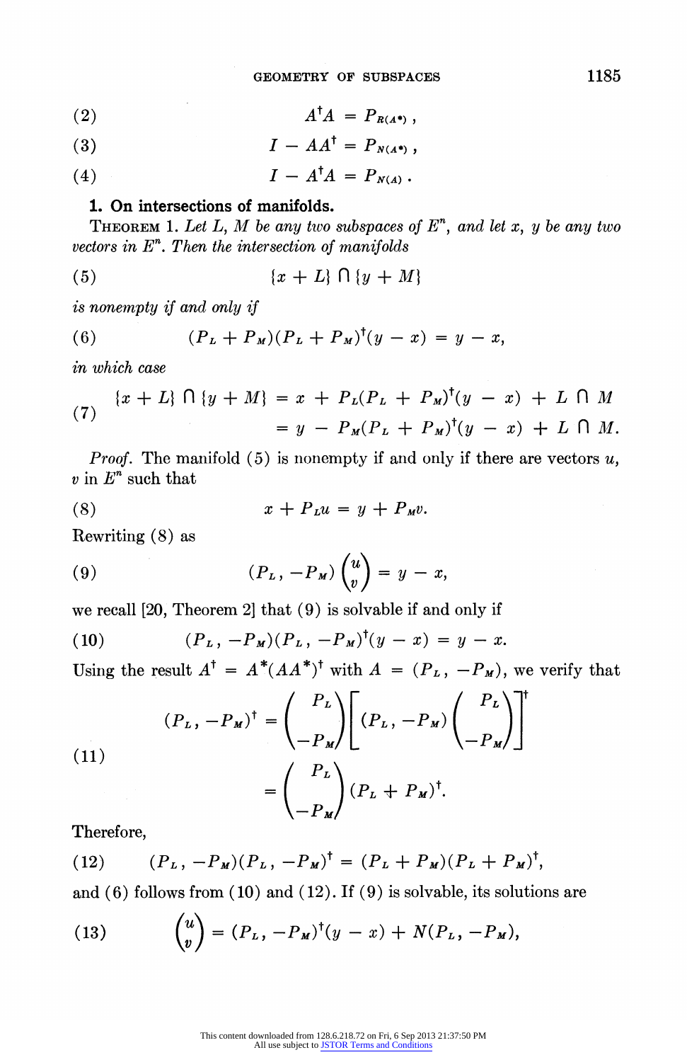$$A^{\dagger}A = P_{R(A^*)}, \tag{2}$$

$$I - AA^{\dagger} = P_{N(A^*)}, \tag{3}$$

$$I - A^{\dagger}A = P_{N(A)}. \tag{4}$$

## 1. On intersections of manifolds.

THEOREM 1. *Let $L$, $M$ be any two subspaces of $E^n$, and let $x$, $y$ be any two vectors in $E^n$. Then the intersection of manifolds*

$$\{x + L\} \cap \{y + M\} \tag{5}$$

*is nonempty if and only if*

$$(P_L + P_M)(P_L + P_M)^{\dagger}(y - x) = y - x, \tag{6}$$

*in which case*

$$\begin{aligned} \{x + L\} \cap \{y + M\} &= x + P_L(P_L + P_M)^{\dagger}(y - x) + L \cap M \\ &= y - P_M(P_L + P_M)^{\dagger}(y - x) + L \cap M. \end{aligned} \tag{7}$$

*Proof.* The manifold (5) is nonempty if and only if there are vectors $u$, $v$ in $E^n$ such that

$$x + P_L u = y + P_M v. \tag{8}$$

Rewriting (8) as

$$(P_L, -P_M)\begin{pmatrix} u \\ v \end{pmatrix} = y - x, \tag{9}$$

we recall [20, Theorem 2] that (9) is solvable if and only if

$$(P_L, -P_M)(P_L, -P_M)^{\dagger}(y - x) = y - x. \tag{10}$$

Using the result $A^{\dagger} = A^*(AA^*)^{\dagger}$ with $A = (P_L, -P_M)$, we verify that

$$\begin{aligned} (P_L, -P_M)^{\dagger} &= \begin{pmatrix} P_L \\ -P_M \end{pmatrix}\left[(P_L, -P_M)\begin{pmatrix} P_L \\ -P_M \end{pmatrix}\right]^{\dagger} \\ &= \begin{pmatrix} P_L \\ -P_M \end{pmatrix}(P_L + P_M)^{\dagger}. \end{aligned} \tag{11}$$

Therefore,

$$(P_L, -P_M)(P_L, -P_M)^{\dagger} = (P_L + P_M)(P_L + P_M)^{\dagger}, \tag{12}$$

and (6) follows from (10) and (12). If (9) is solvable, its solutions are

$$\begin{pmatrix} u \\ v \end{pmatrix} = (P_L, -P_M)^{\dagger}(y - x) + N(P_L, -P_M), \tag{13}$$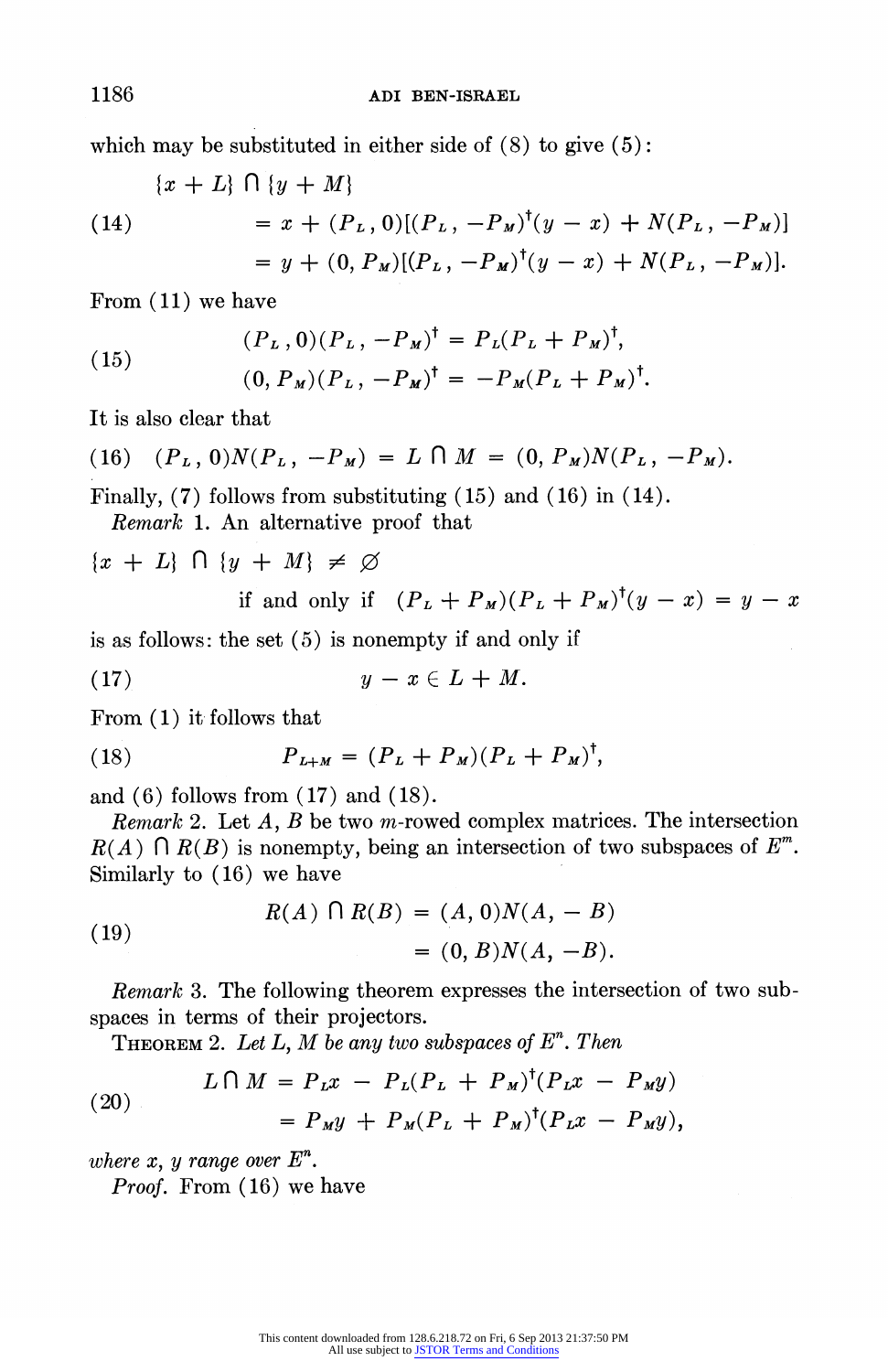which may be substituted in either side of (8) to give (5):

$$
\begin{aligned}
&\{x + L\} \cap \{y + M\} \\
(14) \qquad &= x + (P_L, 0)[(P_L, -P_M)^\dagger(y - x) + N(P_L, -P_M)] \\
&= y + (0, P_M)[(P_L, -P_M)^\dagger(y - x) + N(P_L, -P_M)].
\end{aligned}
$$

From (11) we have

$$
(15) \qquad
\begin{aligned}
(P_L, 0)(P_L, -P_M)^\dagger &= P_L(P_L + P_M)^\dagger, \\
(0, P_M)(P_L, -P_M)^\dagger &= -P_M(P_L + P_M)^\dagger.
\end{aligned}
$$

It is also clear that

$$
(16) \qquad (P_L, 0)N(P_L, -P_M) = L \cap M = (0, P_M)N(P_L, -P_M).
$$

Finally, (7) follows from substituting (15) and (16) in (14).

*Remark* 1. An alternative proof that

$$
\{x + L\} \cap \{y + M\} \neq \varnothing \quad \text{if and only if} \quad (P_L + P_M)(P_L + P_M)^\dagger(y - x) = y - x
$$

is as follows: the set (5) is nonempty if and only if

$$
(17) \qquad y - x \in L + M.
$$

From (1) it follows that

$$
(18) \qquad P_{L+M} = (P_L + P_M)(P_L + P_M)^\dagger,
$$

and (6) follows from (17) and (18).

*Remark* 2. Let $A$, $B$ be two $m$-rowed complex matrices. The intersection $R(A) \cap R(B)$ is nonempty, being an intersection of two subspaces of $E^m$. Similarly to (16) we have

$$
(19) \qquad
\begin{aligned}
R(A) \cap R(B) &= (A, 0)N(A, -B) \\
&= (0, B)N(A, -B).
\end{aligned}
$$

*Remark* 3. The following theorem expresses the intersection of two subspaces in terms of their projectors.

THEOREM 2. *Let $L$, $M$ be any two subspaces of $E^n$. Then*

$$
(20) \qquad
\begin{aligned}
L \cap M &= P_L x - P_L(P_L + P_M)^\dagger(P_L x - P_M y) \\
&= P_M y + P_M(P_L + P_M)^\dagger(P_L x - P_M y),
\end{aligned}
$$

*where $x$, $y$ range over $E^n$.*

*Proof.* From (16) we have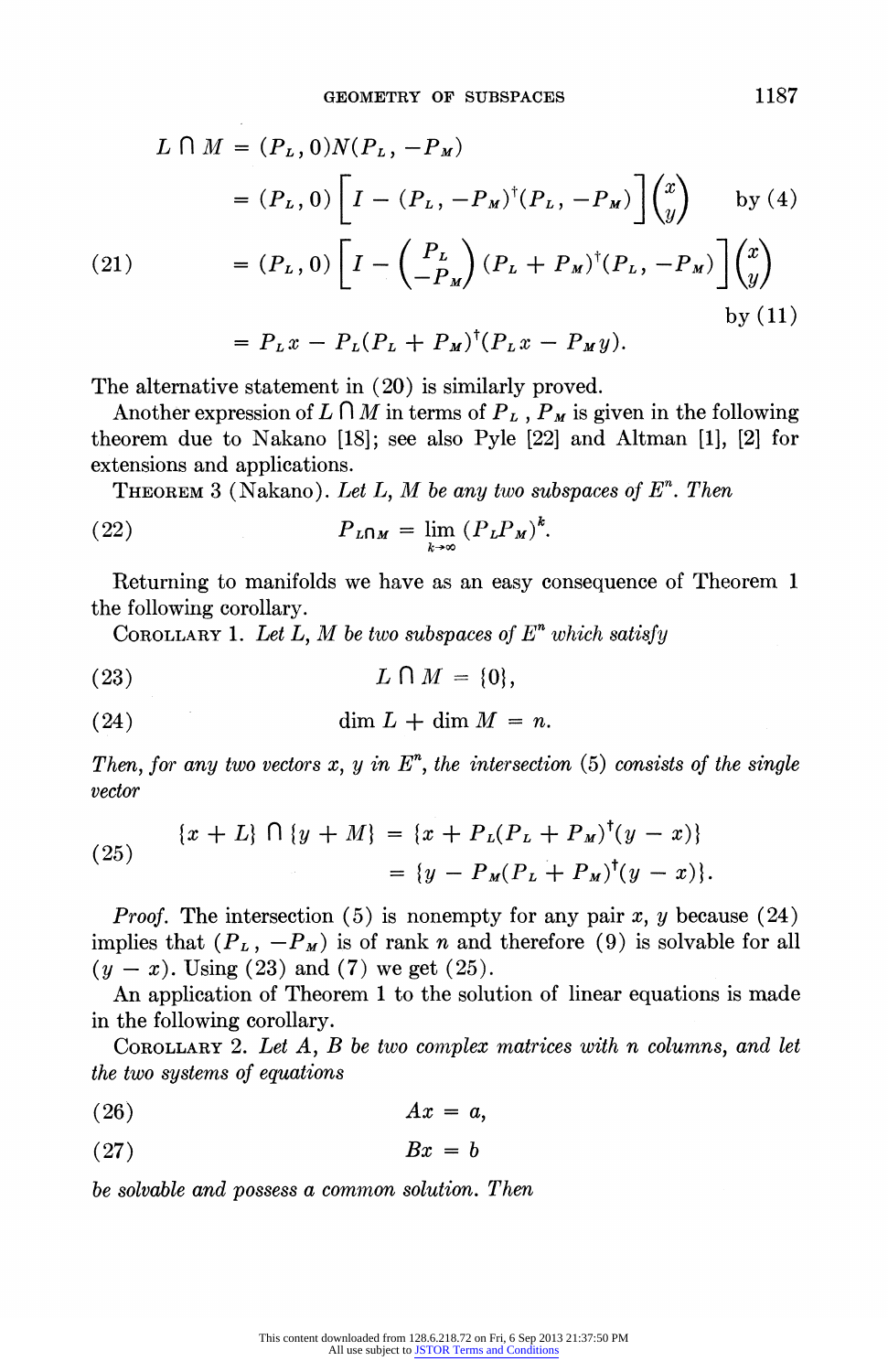$$
\begin{aligned}
L \cap M &= (P_L, 0)N(P_L, -P_M) \\
&= (P_L, 0)\left[I - (P_L, -P_M)^{\dagger}(P_L, -P_M)\right]\begin{pmatrix} x \\ y \end{pmatrix} \qquad \text{by (4)} \\
&= (P_L, 0)\left[I - \begin{pmatrix} P_L \\ -P_M \end{pmatrix}(P_L + P_M)^{\dagger}(P_L, -P_M)\right]\begin{pmatrix} x \\ y \end{pmatrix} \qquad \text{by (11)} \\
&= P_L x - P_L(P_L + P_M)^{\dagger}(P_L x - P_M y).
\end{aligned} \tag{21}
$$

The alternative statement in (20) is similarly proved.

Another expression of $L \cap M$ in terms of $P_L$, $P_M$ is given in the following theorem due to Nakano [18]; see also Pyle [22] and Altman [1], [2] for extensions and applications.

THEOREM 3 (Nakano). *Let $L$, $M$ be any two subspaces of $E^n$. Then*

$$
P_{L \cap M} = \lim_{k \to \infty} (P_L P_M)^k. \tag{22}
$$

Returning to manifolds we have as an easy consequence of Theorem 1 the following corollary.

COROLLARY 1. *Let $L$, $M$ be two subspaces of $E^n$ which satisfy*

$$
L \cap M = \{0\}, \tag{23}
$$

$$
\dim L + \dim M = n. \tag{24}
$$

*Then, for any two vectors $x$, $y$ in $E^n$, the intersection (5) consists of the single vector*

$$
\begin{aligned}
\{x + L\} \cap \{y + M\} &= \{x + P_L(P_L + P_M)^{\dagger}(y - x)\} \\
&= \{y - P_M(P_L + P_M)^{\dagger}(y - x)\}.
\end{aligned} \tag{25}
$$

*Proof.* The intersection (5) is nonempty for any pair $x$, $y$ because (24) implies that $(P_L, -P_M)$ is of rank $n$ and therefore (9) is solvable for all $(y - x)$. Using (23) and (7) we get (25).

An application of Theorem 1 to the solution of linear equations is made in the following corollary.

COROLLARY 2. *Let $A$, $B$ be two complex matrices with $n$ columns, and let the two systems of equations*

$$
Ax = a, \tag{26}
$$

$$
Bx = b \tag{27}
$$

*be solvable and possess a common solution. Then*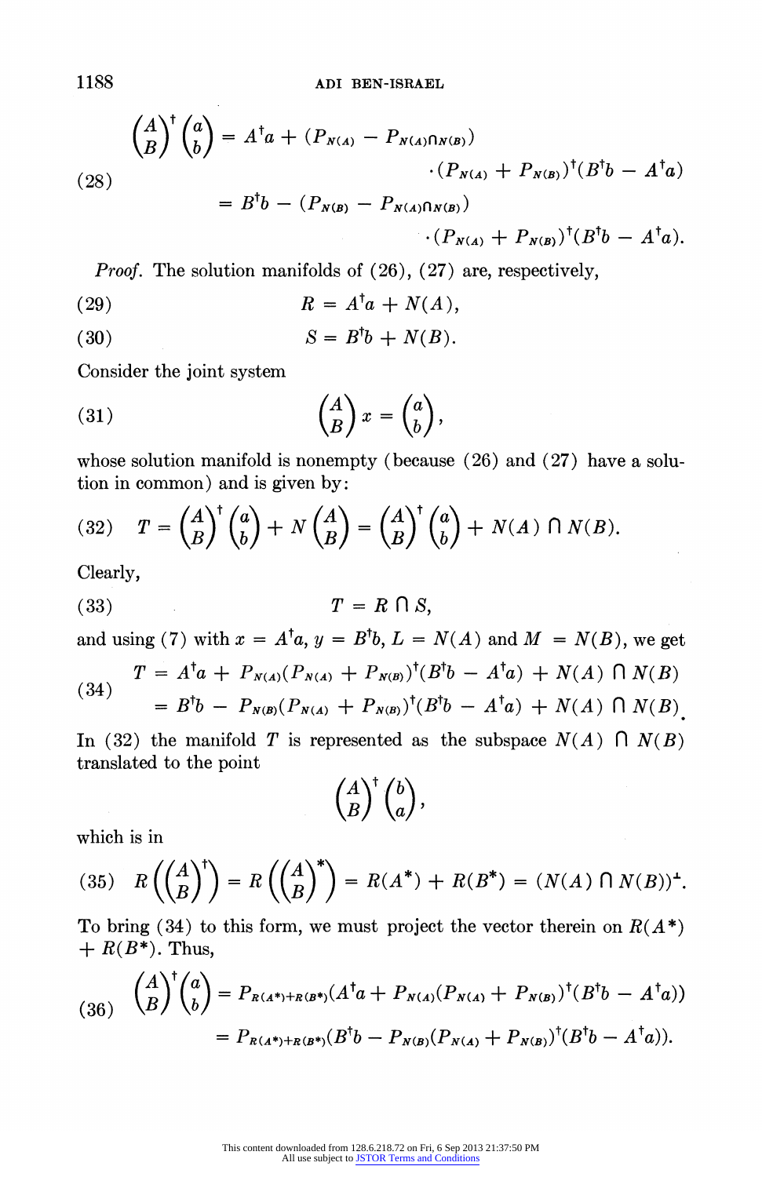$$\begin{pmatrix} A \\ B \end{pmatrix}^{\dagger} \begin{pmatrix} a \\ b \end{pmatrix} = A^{\dagger}a + (P_{N(A)} - P_{N(A) \cap N(B)}) \cdot (P_{N(A)} + P_{N(B)})^{\dagger}(B^{\dagger}b - A^{\dagger}a)$$
$$(28) \qquad = B^{\dagger}b - (P_{N(B)} - P_{N(A) \cap N(B)}) \cdot (P_{N(A)} + P_{N(B)})^{\dagger}(B^{\dagger}b - A^{\dagger}a).$$

*Proof.* The solution manifolds of (26), (27) are, respectively,

$$(29) \qquad R = A^{\dagger}a + N(A),$$

$$(30) \qquad S = B^{\dagger}b + N(B).$$

Consider the joint system

$$(31) \qquad \begin{pmatrix} A \\ B \end{pmatrix} x = \begin{pmatrix} a \\ b \end{pmatrix},$$

whose solution manifold is nonempty (because (26) and (27) have a solution in common) and is given by:

$$(32) \quad T = \begin{pmatrix} A \\ B \end{pmatrix}^{\dagger} \begin{pmatrix} a \\ b \end{pmatrix} + N \begin{pmatrix} A \\ B \end{pmatrix} = \begin{pmatrix} A \\ B \end{pmatrix}^{\dagger} \begin{pmatrix} a \\ b \end{pmatrix} + N(A) \cap N(B).$$

Clearly,

$$(33) \qquad T = R \cap S,$$

and using (7) with $x = A^{\dagger}a$, $y = B^{\dagger}b$, $L = N(A)$ and $M = N(B)$, we get

$$(34) \qquad \begin{aligned} T &= A^{\dagger}a + P_{N(A)}(P_{N(A)} + P_{N(B)})^{\dagger}(B^{\dagger}b - A^{\dagger}a) + N(A) \cap N(B) \\ &= B^{\dagger}b - P_{N(B)}(P_{N(A)} + P_{N(B)})^{\dagger}(B^{\dagger}b - A^{\dagger}a) + N(A) \cap N(B). \end{aligned}$$

In (32) the manifold $T$ is represented as the subspace $N(A) \cap N(B)$ translated to the point

$$\begin{pmatrix} A \\ B \end{pmatrix}^{\dagger} \begin{pmatrix} b \\ a \end{pmatrix},$$

which is in

$$(35) \quad R\left(\begin{pmatrix} A \\ B \end{pmatrix}^{\dagger}\right) = R\left(\begin{pmatrix} A \\ B \end{pmatrix}^{*}\right) = R(A^{*}) + R(B^{*}) = (N(A) \cap N(B))^{\perp}.$$

To bring (34) to this form, we must project the vector therein on $R(A^{*}) + R(B^{*})$. Thus,

$$(36) \quad \begin{aligned} \begin{pmatrix} A \\ B \end{pmatrix}^{\dagger} \begin{pmatrix} a \\ b \end{pmatrix} &= P_{R(A^{*})+R(B^{*})}(A^{\dagger}a + P_{N(A)}(P_{N(A)} + P_{N(B)})^{\dagger}(B^{\dagger}b - A^{\dagger}a)) \\ &= P_{R(A^{*})+R(B^{*})}(B^{\dagger}b - P_{N(B)}(P_{N(A)} + P_{N(B)})^{\dagger}(B^{\dagger}b - A^{\dagger}a)). \end{aligned}$$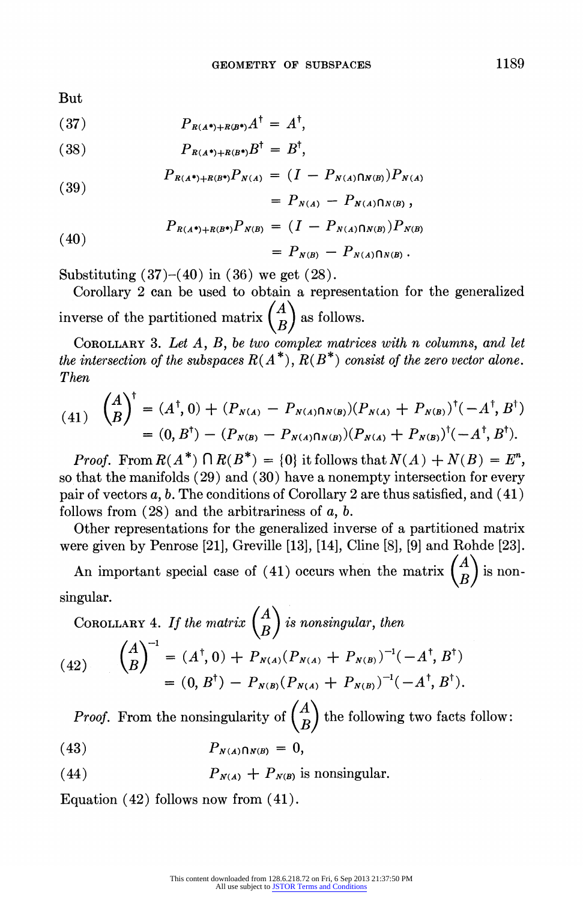But

$$P_{R(A^*)+R(B^*)}A^\dagger = A^\dagger, \tag{37}$$

$$P_{R(A^*)+R(B^*)}B^\dagger = B^\dagger, \tag{38}$$

$$\begin{aligned} P_{R(A^*)+R(B^*)}P_{N(A)} &= (I - P_{N(A)\cap N(B)})P_{N(A)} \\ &= P_{N(A)} - P_{N(A)\cap N(B)}, \end{aligned} \tag{39}$$

$$\begin{aligned} P_{R(A^*)+R(B^*)}P_{N(B)} &= (I - P_{N(A)\cap N(B)})P_{N(B)} \\ &= P_{N(B)} - P_{N(A)\cap N(B)}. \end{aligned} \tag{40}$$

Substituting (37)–(40) in (36) we get (28).

Corollary 2 can be used to obtain a representation for the generalized inverse of the partitioned matrix $\begin{pmatrix} A \\ B \end{pmatrix}$ as follows.

COROLLARY 3. *Let $A$, $B$, be two complex matrices with $n$ columns, and let the intersection of the subspaces $R(A^*)$, $R(B^*)$ consist of the zero vector alone. Then*

$$\begin{aligned} \begin{pmatrix} A \\ B \end{pmatrix}^\dagger &= (A^\dagger, 0) + (P_{N(A)} - P_{N(A)\cap N(B)})(P_{N(A)} + P_{N(B)})^\dagger(-A^\dagger, B^\dagger) \\ &= (0, B^\dagger) - (P_{N(B)} - P_{N(A)\cap N(B)})(P_{N(A)} + P_{N(B)})^\dagger(-A^\dagger, B^\dagger). \end{aligned} \tag{41}$$

*Proof.* From $R(A^*) \cap R(B^*) = \{0\}$ it follows that $N(A) + N(B) = E^n$, so that the manifolds (29) and (30) have a nonempty intersection for every pair of vectors $a$, $b$. The conditions of Corollary 2 are thus satisfied, and (41) follows from (28) and the arbitrariness of $a$, $b$.

Other representations for the generalized inverse of a partitioned matrix were given by Penrose [21], Greville [13], [14], Cline [8], [9] and Rohde [23].

An important special case of (41) occurs when the matrix $\begin{pmatrix} A \\ B \end{pmatrix}$ is nonsingular.

COROLLARY 4. *If the matrix $\begin{pmatrix} A \\ B \end{pmatrix}$ is nonsingular, then*

$$\begin{aligned} \begin{pmatrix} A \\ B \end{pmatrix}^{-1} &= (A^\dagger, 0) + P_{N(A)}(P_{N(A)} + P_{N(B)})^{-1}(-A^\dagger, B^\dagger) \\ &= (0, B^\dagger) - P_{N(B)}(P_{N(A)} + P_{N(B)})^{-1}(-A^\dagger, B^\dagger). \end{aligned} \tag{42}$$

*Proof.* From the nonsingularity of $\begin{pmatrix} A \\ B \end{pmatrix}$ the following two facts follow:

$$P_{N(A)\cap N(B)} = 0, \tag{43}$$

$$P_{N(A)} + P_{N(B)} \text{ is nonsingular.} \tag{44}$$

Equation (42) follows now from (41).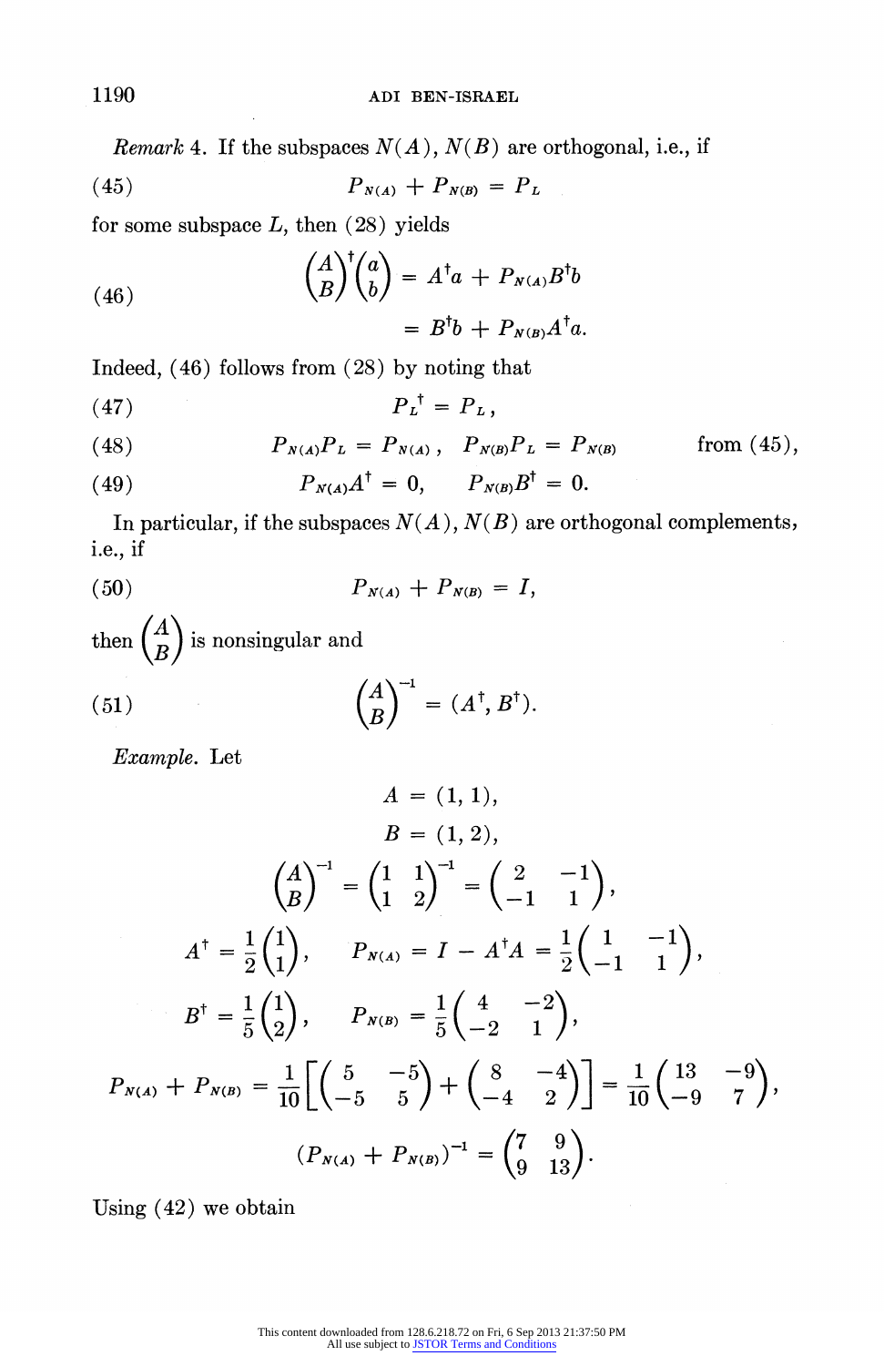*Remark* 4. If the subspaces $N(A)$, $N(B)$ are orthogonal, i.e., if

$$P_{N(A)} + P_{N(B)} = P_L \tag{45}$$

for some subspace $L$, then (28) yields

$$\begin{pmatrix} A \\ B \end{pmatrix}^{\dagger} \begin{pmatrix} a \\ b \end{pmatrix} = A^{\dagger}a + P_{N(A)}B^{\dagger}b \tag{46}$$
$$= B^{\dagger}b + P_{N(B)}A^{\dagger}a.$$

Indeed, (46) follows from (28) by noting that

$$P_L^{\dagger} = P_L, \tag{47}$$

$$P_{N(A)}P_L = P_{N(A)}, \quad P_{N(B)}P_L = P_{N(B)} \qquad \text{from (45)}, \tag{48}$$

$$P_{N(A)}A^{\dagger} = 0, \quad P_{N(B)}B^{\dagger} = 0. \tag{49}$$

In particular, if the subspaces $N(A)$, $N(B)$ are orthogonal complements, i.e., if

$$P_{N(A)} + P_{N(B)} = I, \tag{50}$$

then $\begin{pmatrix} A \\ B \end{pmatrix}$ is nonsingular and

$$\begin{pmatrix} A \\ B \end{pmatrix}^{-1} = (A^{\dagger}, B^{\dagger}). \tag{51}$$

*Example.* Let

$$A = (1, 1),$$
$$B = (1, 2),$$
$$\begin{pmatrix} A \\ B \end{pmatrix}^{-1} = \begin{pmatrix} 1 & 1 \\ 1 & 2 \end{pmatrix}^{-1} = \begin{pmatrix} 2 & -1 \\ -1 & 1 \end{pmatrix},$$
$$A^{\dagger} = \frac{1}{2}\begin{pmatrix} 1 \\ 1 \end{pmatrix}, \quad P_{N(A)} = I - A^{\dagger}A = \frac{1}{2}\begin{pmatrix} 1 & -1 \\ -1 & 1 \end{pmatrix},$$
$$B^{\dagger} = \frac{1}{5}\begin{pmatrix} 1 \\ 2 \end{pmatrix}, \quad P_{N(B)} = \frac{1}{5}\begin{pmatrix} 4 & -2 \\ -2 & 1 \end{pmatrix},$$
$$P_{N(A)} + P_{N(B)} = \frac{1}{10}\left[\begin{pmatrix} 5 & -5 \\ -5 & 5 \end{pmatrix} + \begin{pmatrix} 8 & -4 \\ -4 & 2 \end{pmatrix}\right] = \frac{1}{10}\begin{pmatrix} 13 & -9 \\ -9 & 7 \end{pmatrix},$$
$$(P_{N(A)} + P_{N(B)})^{-1} = \begin{pmatrix} 7 & 9 \\ 9 & 13 \end{pmatrix}.$$

Using (42) we obtain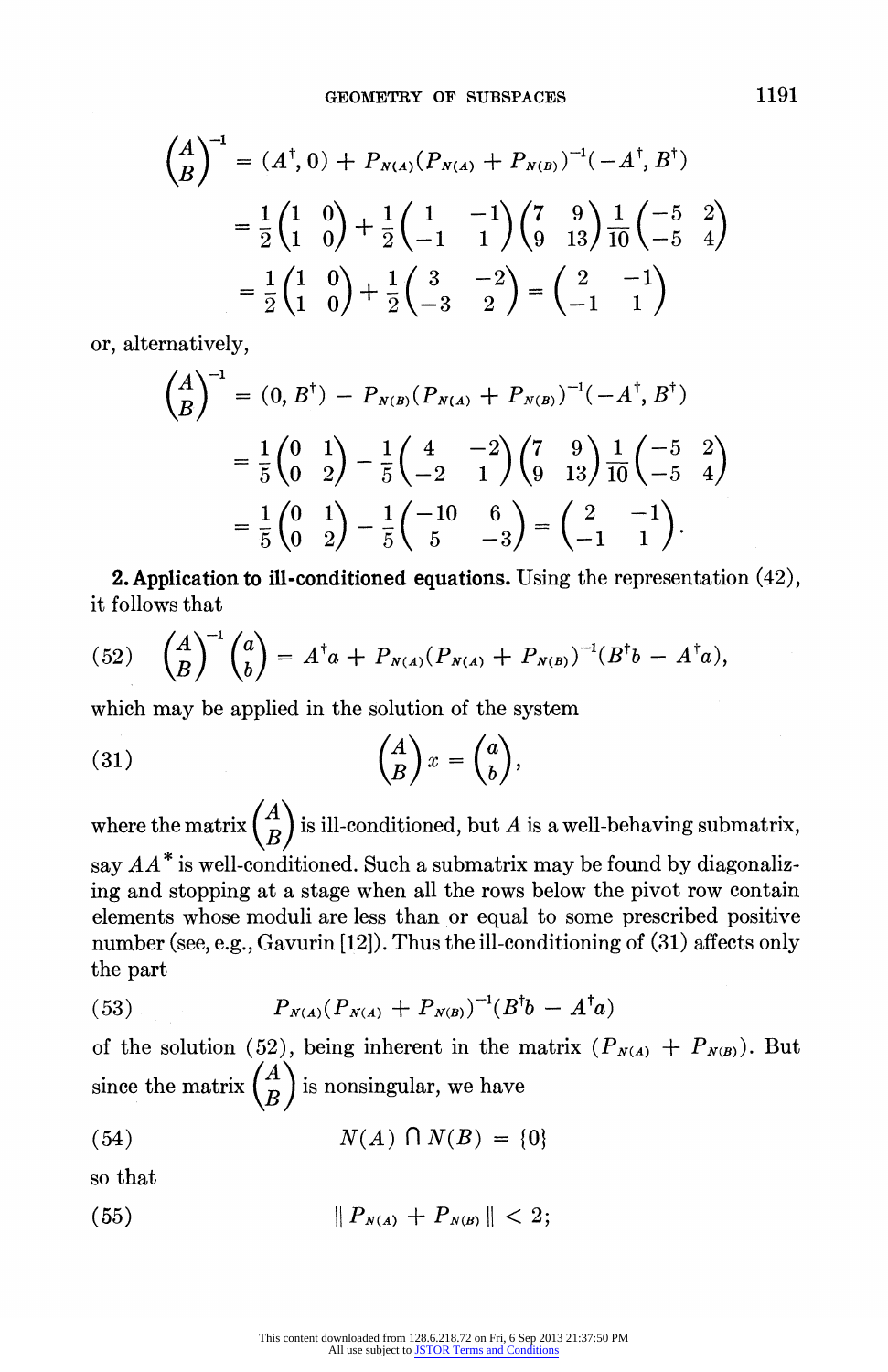$$
\begin{pmatrix} A \\ B \end{pmatrix}^{-1} = (A^{\dagger}, 0) + P_{N(A)}(P_{N(A)} + P_{N(B)})^{-1}(-A^{\dagger}, B^{\dagger})
$$

$$
= \frac{1}{2}\begin{pmatrix} 1 & 0 \\ 1 & 0 \end{pmatrix} + \frac{1}{2}\begin{pmatrix} 1 & -1 \\ -1 & 1 \end{pmatrix}\begin{pmatrix} 7 & 9 \\ 9 & 13 \end{pmatrix}\frac{1}{10}\begin{pmatrix} -5 & 2 \\ -5 & 4 \end{pmatrix}
$$

$$
= \frac{1}{2}\begin{pmatrix} 1 & 0 \\ 1 & 0 \end{pmatrix} + \frac{1}{2}\begin{pmatrix} 3 & -2 \\ -3 & 2 \end{pmatrix} = \begin{pmatrix} 2 & -1 \\ -1 & 1 \end{pmatrix}
$$

or, alternatively,

$$
\begin{pmatrix} A \\ B \end{pmatrix}^{-1} = (0, B^{\dagger}) - P_{N(B)}(P_{N(A)} + P_{N(B)})^{-1}(-A^{\dagger}, B^{\dagger})
$$

$$
= \frac{1}{5}\begin{pmatrix} 0 & 1 \\ 0 & 2 \end{pmatrix} - \frac{1}{5}\begin{pmatrix} 4 & -2 \\ -2 & 1 \end{pmatrix}\begin{pmatrix} 7 & 9 \\ 9 & 13 \end{pmatrix}\frac{1}{10}\begin{pmatrix} -5 & 2 \\ -5 & 4 \end{pmatrix}
$$

$$
= \frac{1}{5}\begin{pmatrix} 0 & 1 \\ 0 & 2 \end{pmatrix} - \frac{1}{5}\begin{pmatrix} -10 & 6 \\ 5 & -3 \end{pmatrix} = \begin{pmatrix} 2 & -1 \\ -1 & 1 \end{pmatrix}.
$$

**2. Application to ill-conditioned equations.** Using the representation (42), it follows that

$$
\begin{pmatrix} A \\ B \end{pmatrix}^{-1}\begin{pmatrix} a \\ b \end{pmatrix} = A^{\dagger}a + P_{N(A)}(P_{N(A)} + P_{N(B)})^{-1}(B^{\dagger}b - A^{\dagger}a), \tag{52}
$$

which may be applied in the solution of the system

$$
\begin{pmatrix} A \\ B \end{pmatrix} x = \begin{pmatrix} a \\ b \end{pmatrix}, \tag{31}
$$

where the matrix $\begin{pmatrix} A \\ B \end{pmatrix}$ is ill-conditioned, but $A$ is a well-behaving submatrix, say $AA^*$ is well-conditioned. Such a submatrix may be found by diagonalizing and stopping at a stage when all the rows below the pivot row contain elements whose moduli are less than or equal to some prescribed positive number (see, e.g., Gavurin [12]). Thus the ill-conditioning of (31) affects only the part

$$
P_{N(A)}(P_{N(A)} + P_{N(B)})^{-1}(B^{\dagger}b - A^{\dagger}a) \tag{53}
$$

of the solution (52), being inherent in the matrix $(P_{N(A)} + P_{N(B)})$. But since the matrix $\begin{pmatrix} A \\ B \end{pmatrix}$ is nonsingular, we have

$$
N(A) \cap N(B) = \{0\} \tag{54}
$$

so that

$$
\| P_{N(A)} + P_{N(B)} \| < 2; \tag{55}
$$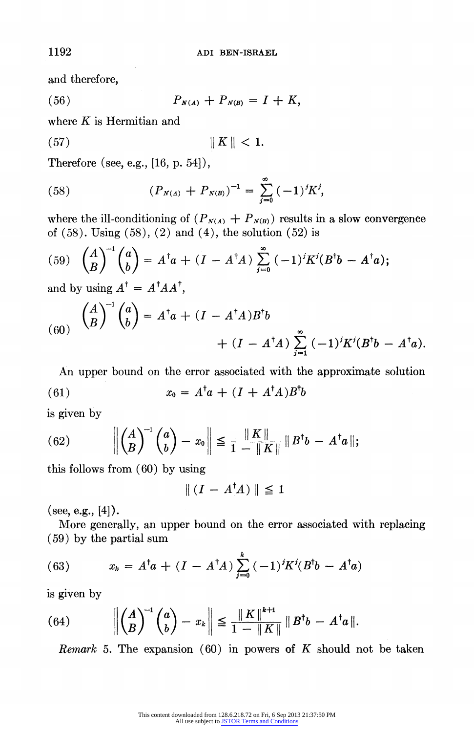and therefore,

$$P_{N(A)} + P_{N(B)} = I + K, \tag{56}$$

where $K$ is Hermitian and

$$\| K \| < 1. \tag{57}$$

Therefore (see, e.g., [16, p. 54]),

$$(P_{N(A)} + P_{N(B)})^{-1} = \sum_{j=0}^{\infty} (-1)^j K^j, \tag{58}$$

where the ill-conditioning of $(P_{N(A)} + P_{N(B)})$ results in a slow convergence of (58). Using (58), (2) and (4), the solution (52) is

$$\begin{pmatrix} A \\ B \end{pmatrix}^{-1} \begin{pmatrix} a \\ b \end{pmatrix} = A^\dagger a + (I - A^\dagger A) \sum_{j=0}^{\infty} (-1)^j K^j (B^\dagger b - A^\dagger a); \tag{59}$$

and by using $A^\dagger = A^\dagger A A^\dagger$,

$$\begin{aligned} \begin{pmatrix} A \\ B \end{pmatrix}^{-1} \begin{pmatrix} a \\ b \end{pmatrix} &= A^\dagger a + (I - A^\dagger A) B^\dagger b \\ &\quad + (I - A^\dagger A) \sum_{j=1}^{\infty} (-1)^j K^j (B^\dagger b - A^\dagger a). \end{aligned} \tag{60}$$

An upper bound on the error associated with the approximate solution

$$x_0 = A^\dagger a + (I + A^\dagger A) B^\dagger b \tag{61}$$

is given by

$$\left\| \begin{pmatrix} A \\ B \end{pmatrix}^{-1} \begin{pmatrix} a \\ b \end{pmatrix} - x_0 \right\| \leqq \frac{\| K \|}{1 - \| K \|} \| B^\dagger b - A^\dagger a \|; \tag{62}$$

this follows from (60) by using

$$\| (I - A^\dagger A) \| \leqq 1$$

(see, e.g., [4]).

More generally, an upper bound on the error associated with replacing (59) by the partial sum

$$x_k = A^\dagger a + (I - A^\dagger A) \sum_{j=0}^{k} (-1)^j K^j (B^\dagger b - A^\dagger a) \tag{63}$$

is given by

$$\left\| \begin{pmatrix} A \\ B \end{pmatrix}^{-1} \begin{pmatrix} a \\ b \end{pmatrix} - x_k \right\| \leqq \frac{\| K \|^{k+1}}{1 - \| K \|} \| B^\dagger b - A^\dagger a \|. \tag{64}$$

*Remark* 5. The expansion (60) in powers of $K$ should not be taken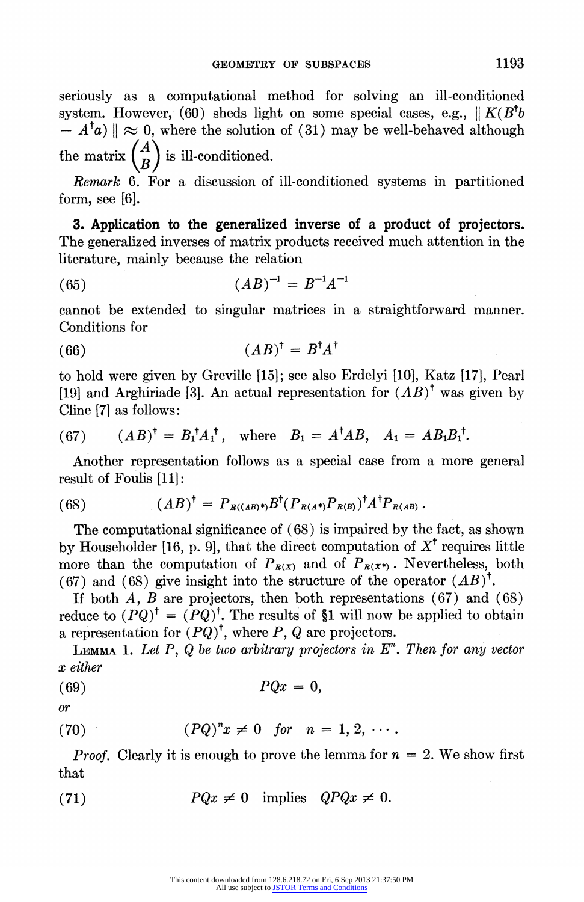seriously as a computational method for solving an ill-conditioned system. However, (60) sheds light on some special cases, e.g., $\| K(B^\dagger b - A^\dagger a) \| \approx 0$, where the solution of (31) may be well-behaved although the matrix $\begin{pmatrix} A \\ B \end{pmatrix}$ is ill-conditioned.

*Remark* 6. For a discussion of ill-conditioned systems in partitioned form, see [6].

**3. Application to the generalized inverse of a product of projectors.** The generalized inverses of matrix products received much attention in the literature, mainly because the relation

$$(AB)^{-1} = B^{-1}A^{-1} \tag{65}$$

cannot be extended to singular matrices in a straightforward manner. Conditions for

$$(AB)^\dagger = B^\dagger A^\dagger \tag{66}$$

to hold were given by Greville [15]; see also Erdelyi [10], Katz [17], Pearl [19] and Arghiriade [3]. An actual representation for $(AB)^\dagger$ was given by Cline [7] as follows:

$$(AB)^\dagger = B_1^\dagger A_1^\dagger, \quad \text{where} \quad B_1 = A^\dagger AB, \quad A_1 = AB_1B_1^\dagger. \tag{67}$$

Another representation follows as a special case from a more general result of Foulis [11]:

$$(AB)^\dagger = P_{R((AB)^*)}B^\dagger(P_{R(A^*)}P_{R(B)})^\dagger A^\dagger P_{R(AB)}. \tag{68}$$

The computational significance of (68) is impaired by the fact, as shown by Householder [16, p. 9], that the direct computation of $X^\dagger$ requires little more than the computation of $P_{R(X)}$ and of $P_{R(X^*)}$. Nevertheless, both (67) and (68) give insight into the structure of the operator $(AB)^\dagger$.

If both $A$, $B$ are projectors, then both representations (67) and (68) reduce to $(PQ)^\dagger = (PQ)^\dagger$. The results of §1 will now be applied to obtain a representation for $(PQ)^\dagger$, where $P$, $Q$ are projectors.

LEMMA 1. *Let $P$, $Q$ be two arbitrary projectors in $E^n$. Then for any vector $x$ either*

$$PQx = 0, \tag{69}$$

*or*

$$(PQ)^n x \neq 0 \quad \textit{for} \quad n = 1, 2, \cdots. \tag{70}$$

*Proof.* Clearly it is enough to prove the lemma for $n = 2$. We show first that

$$PQx \neq 0 \quad \text{implies} \quad QPQx \neq 0. \tag{71}$$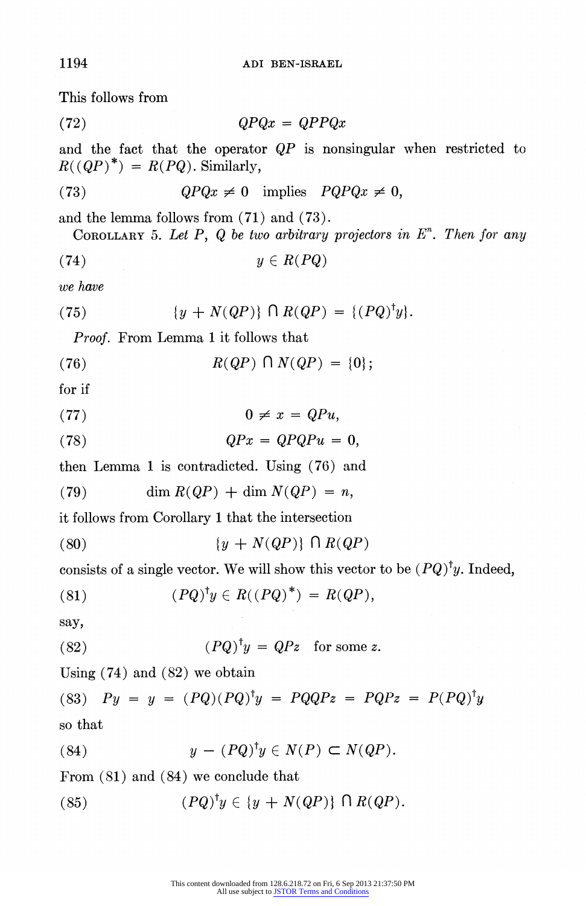This follows from

$$QPQx = QPPQx \tag{72}$$

and the fact that the operator $QP$ is nonsingular when restricted to $R((QP)^*) = R(PQ)$. Similarly,

$$QPQx \neq 0 \quad \text{implies} \quad PQPQx \neq 0, \tag{73}$$

and the lemma follows from (71) and (73).

COROLLARY 5. *Let $P$, $Q$ be two arbitrary projectors in $E^n$. Then for any*

$$y \in R(PQ) \tag{74}$$

*we have*

$$\{y + N(QP)\} \cap R(QP) = \{(PQ)^\dagger y\}. \tag{75}$$

*Proof.* From Lemma 1 it follows that

$$R(QP) \cap N(QP) = \{0\}; \tag{76}$$

for if

$$0 \neq x = QPu, \tag{77}$$

$$QPx = QPQPu = 0, \tag{78}$$

then Lemma 1 is contradicted. Using (76) and

$$\dim R(QP) + \dim N(QP) = n, \tag{79}$$

it follows from Corollary 1 that the intersection

$$\{y + N(QP)\} \cap R(QP) \tag{80}$$

consists of a single vector. We will show this vector to be $(PQ)^\dagger y$. Indeed,

$$(PQ)^\dagger y \in R((PQ)^*) = R(QP), \tag{81}$$

say,

$$(PQ)^\dagger y = QPz \quad \text{for some } z. \tag{82}$$

Using (74) and (82) we obtain

$$Py = y = (PQ)(PQ)^\dagger y = PQQPz = PQPz = P(PQ)^\dagger y \tag{83}$$

so that

$$y - (PQ)^\dagger y \in N(P) \subset N(QP). \tag{84}$$

From (81) and (84) we conclude that

$$(PQ)^\dagger y \in \{y + N(QP)\} \cap R(QP). \tag{85}$$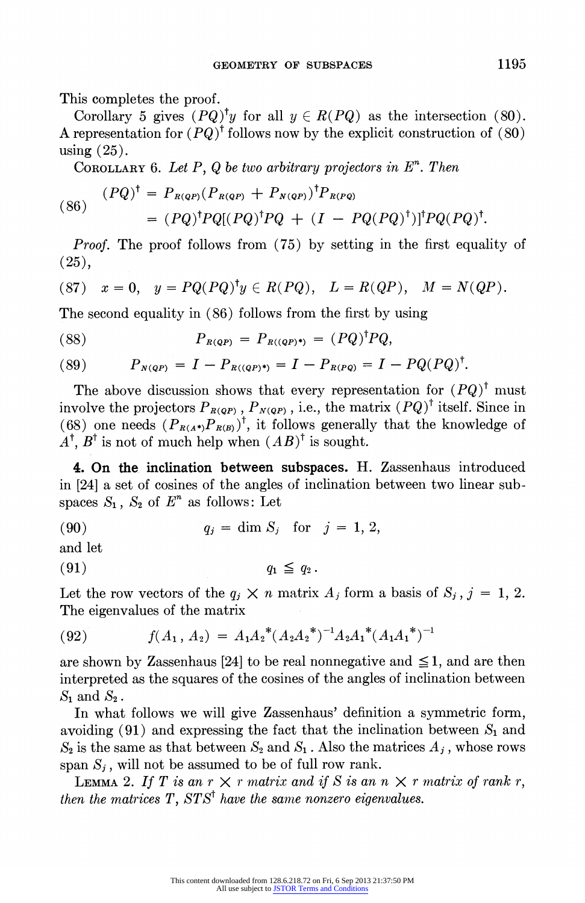This completes the proof.

Corollary 5 gives $(PQ)^{\dagger}y$ for all $y \in R(PQ)$ as the intersection (80). A representation for $(PQ)^{\dagger}$ follows now by the explicit construction of (80) using (25).

COROLLARY 6. *Let $P$, $Q$ be two arbitrary projectors in $E^n$. Then*

$$
\begin{aligned}
(86) \qquad (PQ)^{\dagger} &= P_{R(QP)}(P_{R(QP)} + P_{N(QP)})^{\dagger}P_{R(PQ)} \\
&= (PQ)^{\dagger}PQ[(PQ)^{\dagger}PQ + (I - PQ(PQ)^{\dagger})]^{\dagger}PQ(PQ)^{\dagger}.
\end{aligned}
$$

*Proof.* The proof follows from (75) by setting in the first equality of (25),

$$
(87) \qquad x = 0, \quad y = PQ(PQ)^{\dagger}y \in R(PQ), \quad L = R(QP), \quad M = N(QP).
$$

The second equality in (86) follows from the first by using

$$
(88) \qquad P_{R(QP)} = P_{R((QP)^*)} = (PQ)^{\dagger}PQ,
$$

$$
(89) \qquad P_{N(QP)} = I - P_{R((QP)^*)} = I - P_{R(PQ)} = I - PQ(PQ)^{\dagger}.
$$

The above discussion shows that every representation for $(PQ)^{\dagger}$ must involve the projectors $P_{R(QP)}$, $P_{N(QP)}$, i.e., the matrix $(PQ)^{\dagger}$ itself. Since in (68) one needs $(P_{R(A^*)}P_{R(B)})^{\dagger}$, it follows generally that the knowledge of $A^{\dagger}$, $B^{\dagger}$ is not of much help when $(AB)^{\dagger}$ is sought.

## 4. On the inclination between subspaces.

H. Zassenhaus introduced in [24] a set of cosines of the angles of inclination between two linear subspaces $S_1$, $S_2$ of $E^n$ as follows: Let

$$
(90) \qquad q_j = \dim S_j \quad \text{for} \quad j = 1, 2,
$$

and let

$$
(91) \qquad q_1 \leqq q_2 .
$$

Let the row vectors of the $q_j \times n$ matrix $A_j$ form a basis of $S_j$, $j = 1, 2$. The eigenvalues of the matrix

$$
(92) \qquad f(A_1, A_2) = A_1A_2^*(A_2A_2^*)^{-1}A_2A_1^*(A_1A_1^*)^{-1}
$$

are shown by Zassenhaus [24] to be real nonnegative and $\leqq 1$, and are then interpreted as the squares of the cosines of the angles of inclination between $S_1$ and $S_2$.

In what follows we will give Zassenhaus' definition a symmetric form, avoiding (91) and expressing the fact that the inclination between $S_1$ and $S_2$ is the same as that between $S_2$ and $S_1$. Also the matrices $A_j$, whose rows span $S_j$, will not be assumed to be of full row rank.

LEMMA 2. *If $T$ is an $r \times r$ matrix and if $S$ is an $n \times r$ matrix of rank $r$, then the matrices $T$, $STS^{\dagger}$ have the same nonzero eigenvalues.*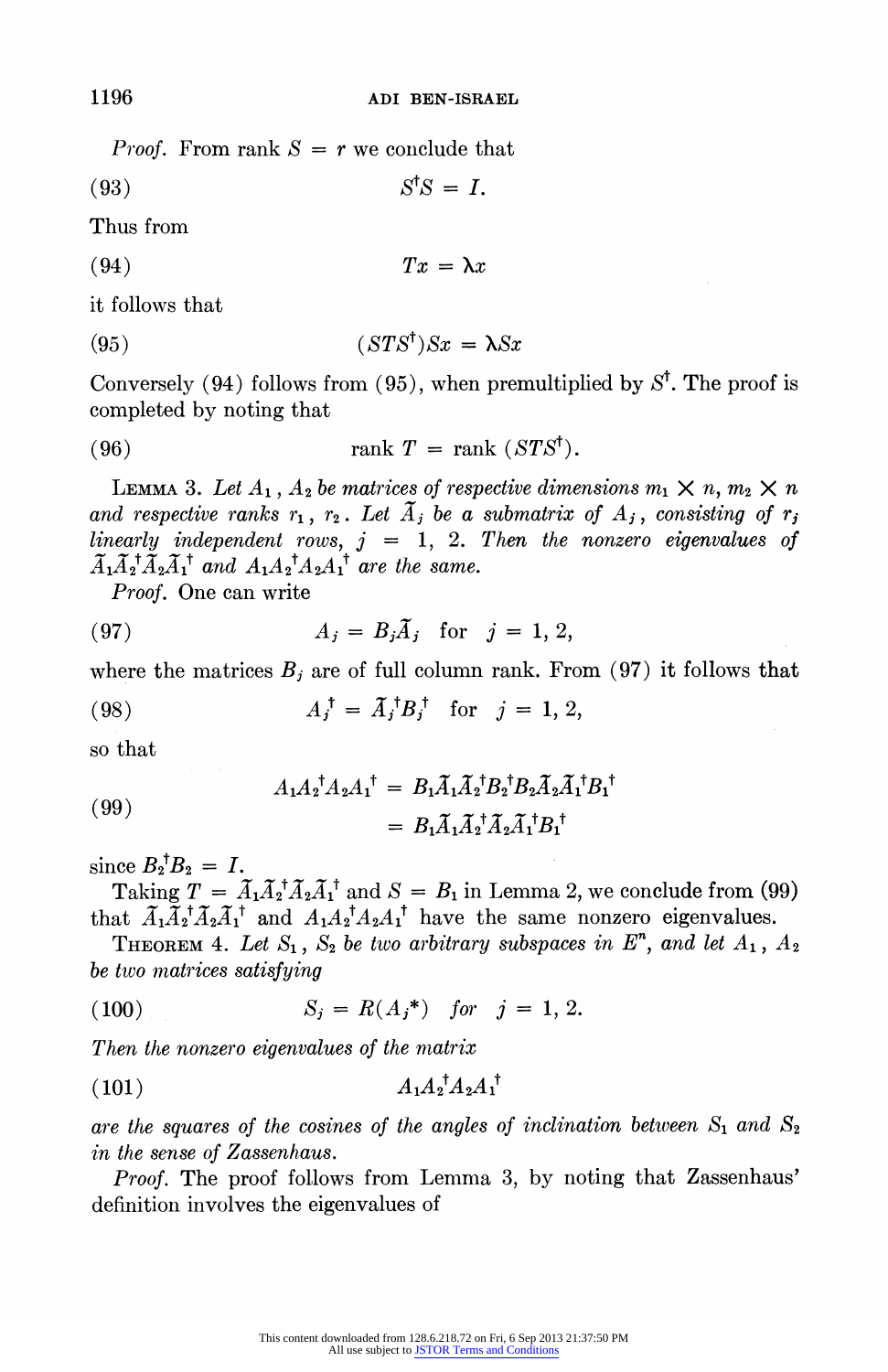*Proof.* From rank $S = r$ we conclude that

$$S^{\dagger}S = I. \tag{93}$$

Thus from

$$Tx = \lambda x \tag{94}$$

it follows that

$$(STS^{\dagger})Sx = \lambda Sx \tag{95}$$

Conversely (94) follows from (95), when premultiplied by $S^{\dagger}$. The proof is completed by noting that

$$\text{rank } T = \text{rank } (STS^{\dagger}). \tag{96}$$

LEMMA 3. *Let $A_1$, $A_2$ be matrices of respective dimensions $m_1 \times n$, $m_2 \times n$ and respective ranks $r_1$, $r_2$. Let $\tilde{A}_j$ be a submatrix of $A_j$, consisting of $r_j$ linearly independent rows, $j = 1, 2$. Then the nonzero eigenvalues of $\tilde{A}_1\tilde{A}_2^{\dagger}\tilde{A}_2\tilde{A}_1^{\dagger}$ and $A_1A_2^{\dagger}A_2A_1^{\dagger}$ are the same.*

*Proof.* One can write

$$A_j = B_j\tilde{A}_j \quad \text{for} \quad j = 1, 2, \tag{97}$$

where the matrices $B_j$ are of full column rank. From (97) it follows that

$$A_j^{\dagger} = \tilde{A}_j^{\dagger}B_j^{\dagger} \quad \text{for} \quad j = 1, 2, \tag{98}$$

so that

$$\begin{aligned} A_1A_2^{\dagger}A_2A_1^{\dagger} &= B_1\tilde{A}_1\tilde{A}_2^{\dagger}B_2^{\dagger}B_2\tilde{A}_2\tilde{A}_1^{\dagger}B_1^{\dagger} \\ &= B_1\tilde{A}_1\tilde{A}_2^{\dagger}\tilde{A}_2\tilde{A}_1^{\dagger}B_1^{\dagger} \end{aligned} \tag{99}$$

since $B_2^{\dagger}B_2 = I$.

Taking $T = \tilde{A}_1\tilde{A}_2^{\dagger}\tilde{A}_2\tilde{A}_1^{\dagger}$ and $S = B_1$ in Lemma 2, we conclude from (99) that $\tilde{A}_1\tilde{A}_2^{\dagger}\tilde{A}_2\tilde{A}_1^{\dagger}$ and $A_1A_2^{\dagger}A_2A_1^{\dagger}$ have the same nonzero eigenvalues.

THEOREM 4. *Let $S_1$, $S_2$ be two arbitrary subspaces in $E^n$, and let $A_1$, $A_2$ be two matrices satisfying*

$$S_j = R(A_j^*) \quad \textit{for} \quad j = 1, 2. \tag{100}$$

*Then the nonzero eigenvalues of the matrix*

$$A_1A_2^{\dagger}A_2A_1^{\dagger} \tag{101}$$

*are the squares of the cosines of the angles of inclination between $S_1$ and $S_2$ in the sense of Zassenhaus.*

*Proof.* The proof follows from Lemma 3, by noting that Zassenhaus' definition involves the eigenvalues of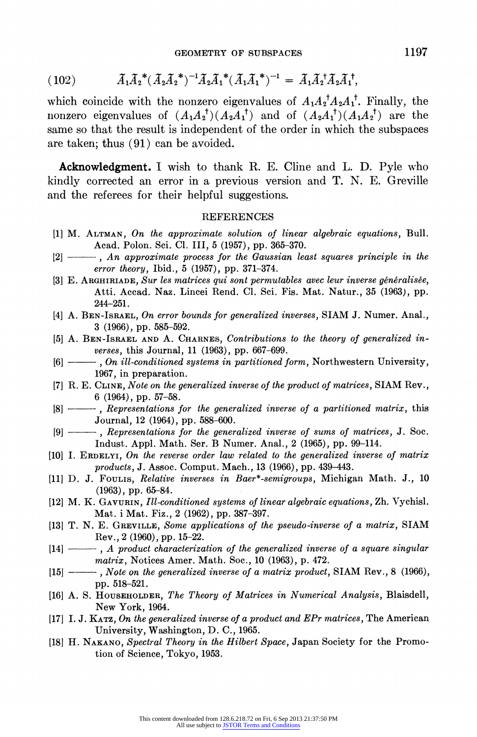$$\tilde{A}_1\tilde{A}_2^*(\tilde{A}_2\tilde{A}_2^*)^{-1}\tilde{A}_2\tilde{A}_1^*(\tilde{A}_1\tilde{A}_1^*)^{-1} = \tilde{A}_1\tilde{A}_2^\dagger\tilde{A}_2\tilde{A}_1^\dagger, \tag{102}$$

which coincide with the nonzero eigenvalues of $A_1A_2^\dagger A_2A_1^\dagger$. Finally, the nonzero eigenvalues of $(A_1A_2^\dagger)(A_2A_1^\dagger)$ and of $(A_2A_1^\dagger)(A_1A_2^\dagger)$ are the same so that the result is independent of the order in which the subspaces are taken; thus (91) can be avoided.

**Acknowledgment.** I wish to thank R. E. Cline and L. D. Pyle who kindly corrected an error in a previous version and T. N. E. Greville and the referees for their helpful suggestions.

## REFERENCES

[1] M. Altman, *On the approximate solution of linear algebraic equations*, Bull. Acad. Polon. Sci. Cl. III, 5 (1957), pp. 365–370.

[2] ———, *An approximate process for the Gaussian least squares principle in the error theory*, Ibid., 5 (1957), pp. 371–374.

[3] E. Arghiriade, *Sur les matrices qui sont permutables avec leur inverse généralisée*, Atti. Accad. Naz. Lincei Rend. Cl. Sci. Fis. Mat. Natur., 35 (1963), pp. 244–251.

[4] A. Ben-Israel, *On error bounds for generalized inverses*, SIAM J. Numer. Anal., 3 (1966), pp. 585–592.

[5] A. Ben-Israel and A. Charnes, *Contributions to the theory of generalized inverses*, this Journal, 11 (1963), pp. 667–699.

[6] ———, *On ill-conditioned systems in partitioned form*, Northwestern University, 1967, in preparation.

[7] R. E. Cline, *Note on the generalized inverse of the product of matrices*, SIAM Rev., 6 (1964), pp. 57–58.

[8] ———, *Representations for the generalized inverse of a partitioned matrix*, this Journal, 12 (1964), pp. 588–600.

[9] ———, *Representations for the generalized inverse of sums of matrices*, J. Soc. Indust. Appl. Math. Ser. B Numer. Anal., 2 (1965), pp. 99–114.

[10] I. Erdelyi, *On the reverse order law related to the generalized inverse of matrix products*, J. Assoc. Comput. Mach., 13 (1966), pp. 439–443.

[11] D. J. Foulis, *Relative inverses in Baer\*-semigroups*, Michigan Math. J., 10 (1963), pp. 65–84.

[12] M. K. Gavurin, *Ill-conditioned systems of linear algebraic equations*, Zh. Vychisl. Mat. i Mat. Fiz., 2 (1962), pp. 387–397.

[13] T. N. E. Greville, *Some applications of the pseudo-inverse of a matrix*, SIAM Rev., 2 (1960), pp. 15–22.

[14] ———, *A product characterization of the generalized inverse of a square singular matrix*, Notices Amer. Math. Soc., 10 (1963), p. 472.

[15] ———, *Note on the generalized inverse of a matrix product*, SIAM Rev., 8 (1966), pp. 518–521.

[16] A. S. Householder, *The Theory of Matrices in Numerical Analysis*, Blaisdell, New York, 1964.

[17] I. J. Katz, *On the generalized inverse of a product and EPr matrices*, The American University, Washington, D. C., 1965.

[18] H. Nakano, *Spectral Theory in the Hilbert Space*, Japan Society for the Promotion of Science, Tokyo, 1953.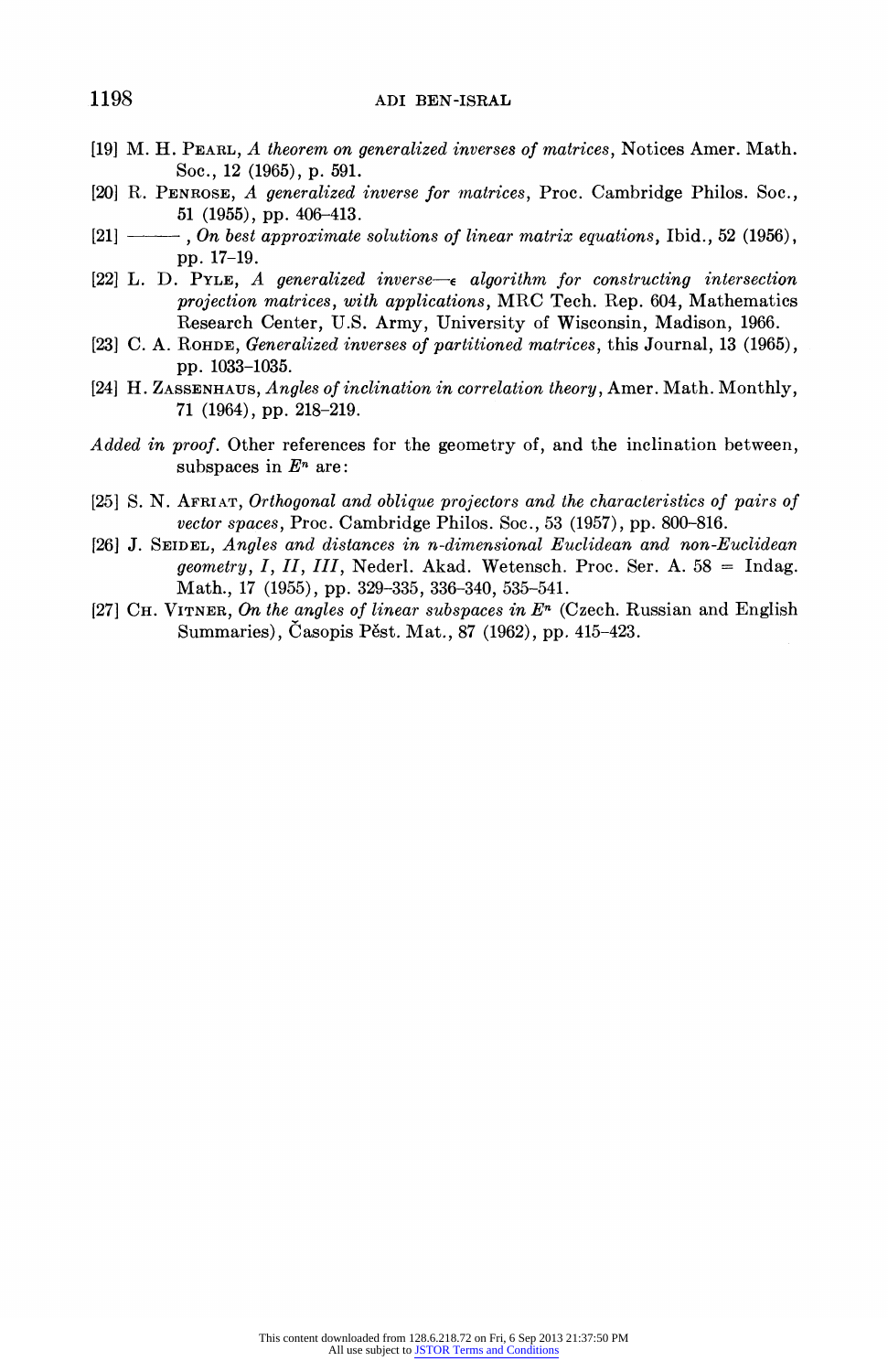[19] M. H. Pearl, *A theorem on generalized inverses of matrices*, Notices Amer. Math. Soc., 12 (1965), p. 591.

[20] R. Penrose, *A generalized inverse for matrices*, Proc. Cambridge Philos. Soc., 51 (1955), pp. 406–413.

[21] ———, *On best approximate solutions of linear matrix equations*, Ibid., 52 (1956), pp. 17–19.

[22] L. D. Pyle, *A generalized inverse—$\epsilon$ algorithm for constructing intersection projection matrices, with applications*, MRC Tech. Rep. 604, Mathematics Research Center, U.S. Army, University of Wisconsin, Madison, 1966.

[23] C. A. Rohde, *Generalized inverses of partitioned matrices*, this Journal, 13 (1965), pp. 1033–1035.

[24] H. Zassenhaus, *Angles of inclination in correlation theory*, Amer. Math. Monthly, 71 (1964), pp. 218–219.

*Added in proof.* Other references for the geometry of, and the inclination between, subspaces in $E^n$ are:

[25] S. N. Afriat, *Orthogonal and oblique projectors and the characteristics of pairs of vector spaces*, Proc. Cambridge Philos. Soc., 53 (1957), pp. 800–816.

[26] J. Seidel, *Angles and distances in n-dimensional Euclidean and non-Euclidean geometry, I, II, III*, Nederl. Akad. Wetensch. Proc. Ser. A. 58 = Indag. Math., 17 (1955), pp. 329–335, 336–340, 535–541.

[27] Ch. Vitner, *On the angles of linear subspaces in $E^n$* (Czech. Russian and English Summaries), Časopis Pěst. Mat., 87 (1962), pp. 415–423.